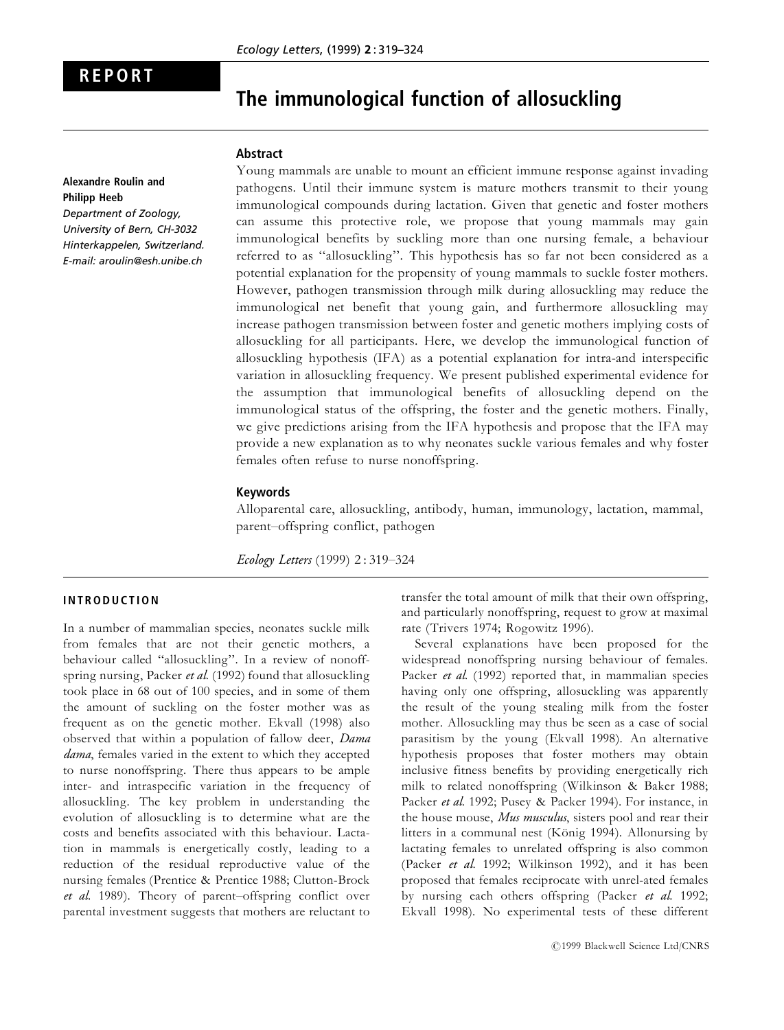REPORT

# The immunological function of allosuckling

**Alexandre Roulin and Philipp Heeb**
*Department of Zoology, University of Bern, CH-3032 Hinterkappelen, Switzerland.*
*E-mail: aroulin@esh.unibe.ch*

## Abstract

Young mammals are unable to mount an efficient immune response against invading pathogens. Until their immune system is mature mothers transmit to their young immunological compounds during lactation. Given that genetic and foster mothers can assume this protective role, we propose that young mammals may gain immunological benefits by suckling more than one nursing female, a behaviour referred to as "allosuckling". This hypothesis has so far not been considered as a potential explanation for the propensity of young mammals to suckle foster mothers. However, pathogen transmission through milk during allosuckling may reduce the immunological net benefit that young gain, and furthermore allosuckling may increase pathogen transmission between foster and genetic mothers implying costs of allosuckling for all participants. Here, we develop the immunological function of allosuckling hypothesis (IFA) as a potential explanation for intra-and interspecific variation in allosuckling frequency. We present published experimental evidence for the assumption that immunological benefits of allosuckling depend on the immunological status of the offspring, the foster and the genetic mothers. Finally, we give predictions arising from the IFA hypothesis and propose that the IFA may provide a new explanation as to why neonates suckle various females and why foster females often refuse to nurse nonoffspring.

## Keywords

Alloparental care, allosuckling, antibody, human, immunology, lactation, mammal, parent–offspring conflict, pathogen

*Ecology Letters* (1999) 2 : 319–324

## INTRODUCTION

In a number of mammalian species, neonates suckle milk from females that are not their genetic mothers, a behaviour called "allosuckling". In a review of nonoffspring nursing, Packer *et al.* (1992) found that allosuckling took place in 68 out of 100 species, and in some of them the amount of suckling on the foster mother was as frequent as on the genetic mother. Ekvall (1998) also observed that within a population of fallow deer, *Dama dama*, females varied in the extent to which they accepted to nurse nonoffspring. There thus appears to be ample inter- and intraspecific variation in the frequency of allosuckling. The key problem in understanding the evolution of allosuckling is to determine what are the costs and benefits associated with this behaviour. Lactation in mammals is energetically costly, leading to a reduction of the residual reproductive value of the nursing females (Prentice & Prentice 1988; Clutton-Brock *et al.* 1989). Theory of parent–offspring conflict over parental investment suggests that mothers are reluctant to transfer the total amount of milk that their own offspring, and particularly nonoffspring, request to grow at maximal rate (Trivers 1974; Rogowitz 1996).

Several explanations have been proposed for the widespread nonoffspring nursing behaviour of females. Packer *et al.* (1992) reported that, in mammalian species having only one offspring, allosuckling was apparently the result of the young stealing milk from the foster mother. Allosuckling may thus be seen as a case of social parasitism by the young (Ekvall 1998). An alternative hypothesis proposes that foster mothers may obtain inclusive fitness benefits by providing energetically rich milk to related nonoffspring (Wilkinson & Baker 1988; Packer *et al.* 1992; Pusey & Packer 1994). For instance, in the house mouse, *Mus musculus*, sisters pool and rear their litters in a communal nest (König 1994). Allonursing by lactating females to unrelated offspring is also common (Packer *et al.* 1992; Wilkinson 1992), and it has been proposed that females reciprocate with unrel-ated females by nursing each others offspring (Packer *et al.* 1992; Ekvall 1998). No experimental tests of these different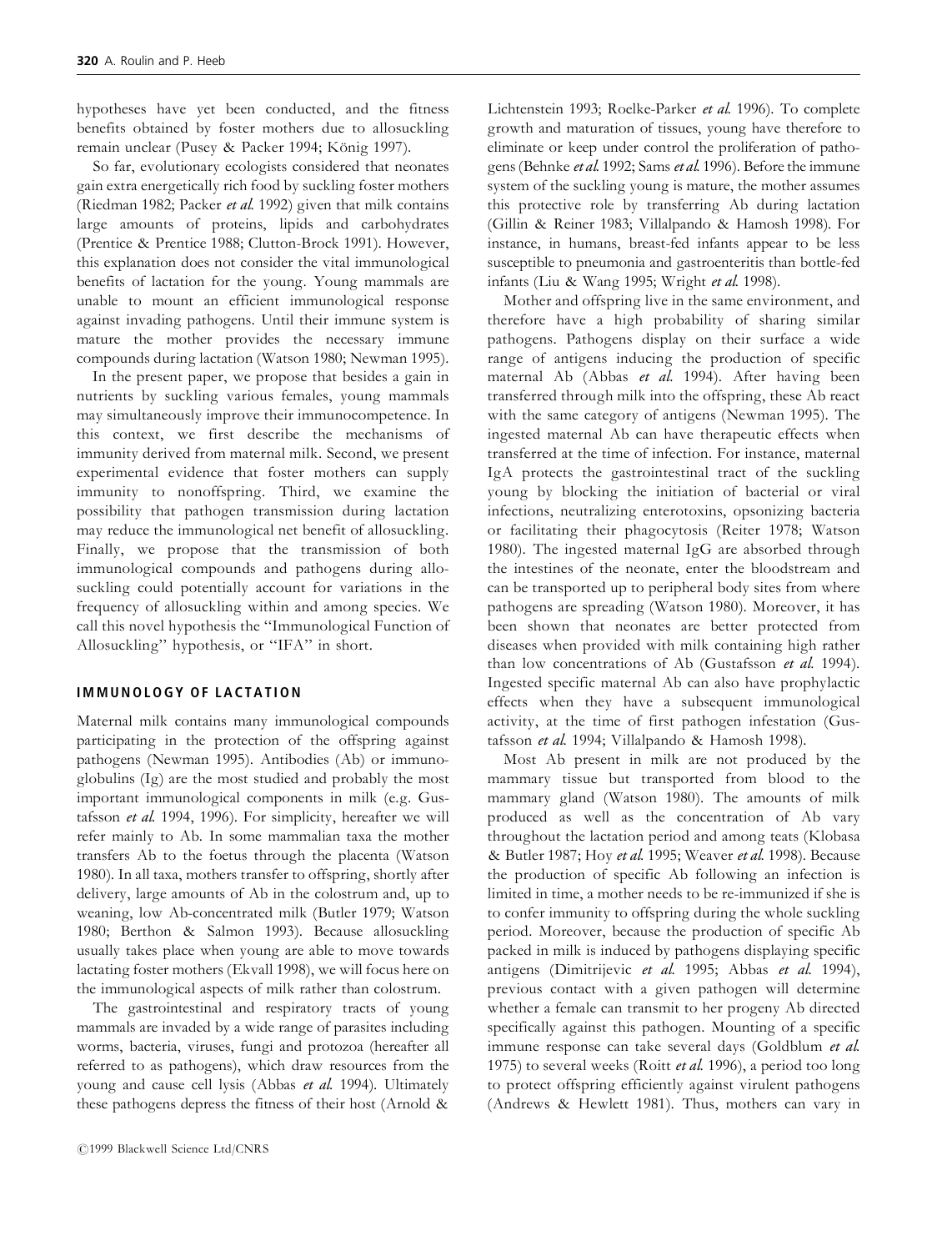hypotheses have yet been conducted, and the fitness benefits obtained by foster mothers due to allosuckling remain unclear (Pusey & Packer 1994; König 1997).

So far, evolutionary ecologists considered that neonates gain extra energetically rich food by suckling foster mothers (Riedman 1982; Packer *et al.* 1992) given that milk contains large amounts of proteins, lipids and carbohydrates (Prentice & Prentice 1988; Clutton-Brock 1991). However, this explanation does not consider the vital immunological benefits of lactation for the young. Young mammals are unable to mount an efficient immunological response against invading pathogens. Until their immune system is mature the mother provides the necessary immune compounds during lactation (Watson 1980; Newman 1995).

In the present paper, we propose that besides a gain in nutrients by suckling various females, young mammals may simultaneously improve their immunocompetence. In this context, we first describe the mechanisms of immunity derived from maternal milk. Second, we present experimental evidence that foster mothers can supply immunity to nonoffspring. Third, we examine the possibility that pathogen transmission during lactation may reduce the immunological net benefit of allosuckling. Finally, we propose that the transmission of both immunological compounds and pathogens during allosuckling could potentially account for variations in the frequency of allosuckling within and among species. We call this novel hypothesis the "Immunological Function of Allosuckling" hypothesis, or "IFA" in short.

## IMMUNOLOGY OF LACTATION

Maternal milk contains many immunological compounds participating in the protection of the offspring against pathogens (Newman 1995). Antibodies (Ab) or immunoglobulins (Ig) are the most studied and probably the most important immunological components in milk (e.g. Gustafsson *et al.* 1994, 1996). For simplicity, hereafter we will refer mainly to Ab. In some mammalian taxa the mother transfers Ab to the foetus through the placenta (Watson 1980). In all taxa, mothers transfer to offspring, shortly after delivery, large amounts of Ab in the colostrum and, up to weaning, low Ab-concentrated milk (Butler 1979; Watson 1980; Berthon & Salmon 1993). Because allosuckling usually takes place when young are able to move towards lactating foster mothers (Ekvall 1998), we will focus here on the immunological aspects of milk rather than colostrum.

The gastrointestinal and respiratory tracts of young mammals are invaded by a wide range of parasites including worms, bacteria, viruses, fungi and protozoa (hereafter all referred to as pathogens), which draw resources from the young and cause cell lysis (Abbas *et al.* 1994). Ultimately these pathogens depress the fitness of their host (Arnold & Lichtenstein 1993; Roelke-Parker *et al.* 1996). To complete growth and maturation of tissues, young have therefore to eliminate or keep under control the proliferation of pathogens (Behnke *et al.* 1992; Sams *et al.* 1996). Before the immune system of the suckling young is mature, the mother assumes this protective role by transferring Ab during lactation (Gillin & Reiner 1983; Villalpando & Hamosh 1998). For instance, in humans, breast-fed infants appear to be less susceptible to pneumonia and gastroenteritis than bottle-fed infants (Liu & Wang 1995; Wright *et al.* 1998).

Mother and offspring live in the same environment, and therefore have a high probability of sharing similar pathogens. Pathogens display on their surface a wide range of antigens inducing the production of specific maternal Ab (Abbas *et al.* 1994). After having been transferred through milk into the offspring, these Ab react with the same category of antigens (Newman 1995). The ingested maternal Ab can have therapeutic effects when transferred at the time of infection. For instance, maternal IgA protects the gastrointestinal tract of the suckling young by blocking the initiation of bacterial or viral infections, neutralizing enterotoxins, opsonizing bacteria or facilitating their phagocytosis (Reiter 1978; Watson 1980). The ingested maternal IgG are absorbed through the intestines of the neonate, enter the bloodstream and can be transported up to peripheral body sites from where pathogens are spreading (Watson 1980). Moreover, it has been shown that neonates are better protected from diseases when provided with milk containing high rather than low concentrations of Ab (Gustafsson *et al.* 1994). Ingested specific maternal Ab can also have prophylactic effects when they have a subsequent immunological activity, at the time of first pathogen infestation (Gustafsson *et al.* 1994; Villalpando & Hamosh 1998).

Most Ab present in milk are not produced by the mammary tissue but transported from blood to the mammary gland (Watson 1980). The amounts of milk produced as well as the concentration of Ab vary throughout the lactation period and among teats (Klobasa & Butler 1987; Hoy *et al.* 1995; Weaver *et al.* 1998). Because the production of specific Ab following an infection is limited in time, a mother needs to be re-immunized if she is to confer immunity to offspring during the whole suckling period. Moreover, because the production of specific Ab packed in milk is induced by pathogens displaying specific antigens (Dimitrijevic *et al.* 1995; Abbas *et al.* 1994), previous contact with a given pathogen will determine whether a female can transmit to her progeny Ab directed specifically against this pathogen. Mounting of a specific immune response can take several days (Goldblum *et al.* 1975) to several weeks (Roitt *et al.* 1996), a period too long to protect offspring efficiently against virulent pathogens (Andrews & Hewlett 1981). Thus, mothers can vary in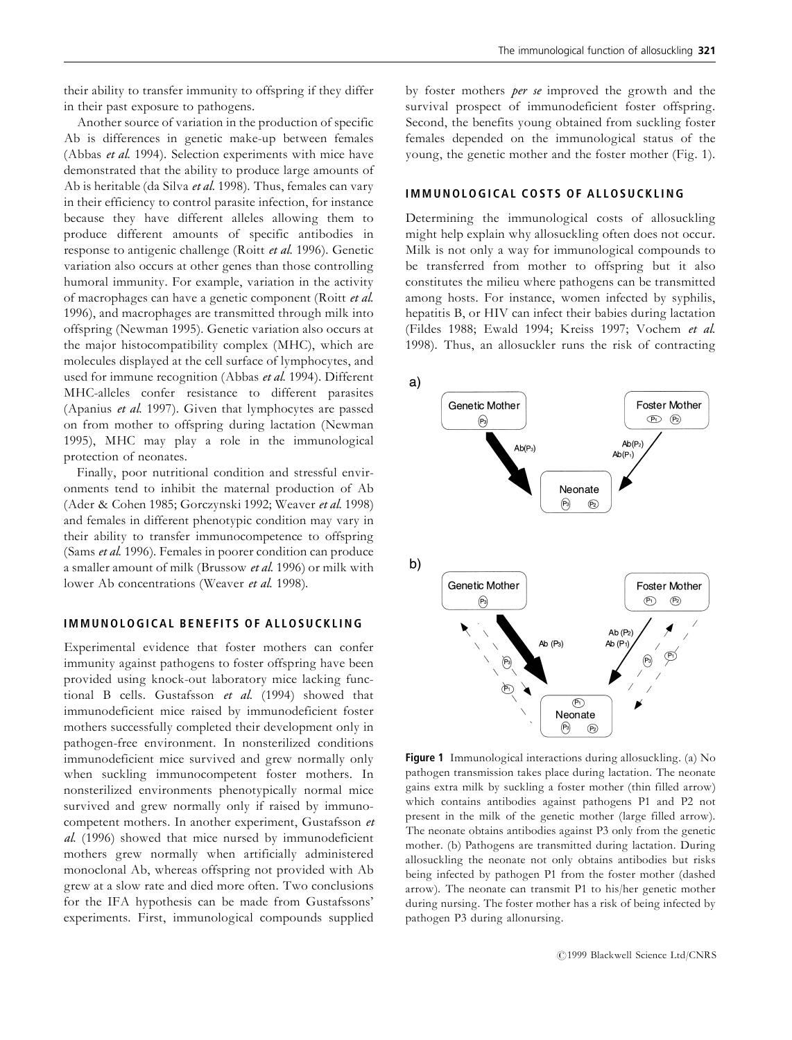their ability to transfer immunity to offspring if they differ in their past exposure to pathogens.

Another source of variation in the production of specific Ab is differences in genetic make-up between females (Abbas *et al.* 1994). Selection experiments with mice have demonstrated that the ability to produce large amounts of Ab is heritable (da Silva *et al.* 1998). Thus, females can vary in their efficiency to control parasite infection, for instance because they have different alleles allowing them to produce different amounts of specific antibodies in response to antigenic challenge (Roitt *et al.* 1996). Genetic variation also occurs at other genes than those controlling humoral immunity. For example, variation in the activity of macrophages can have a genetic component (Roitt *et al.* 1996), and macrophages are transmitted through milk into offspring (Newman 1995). Genetic variation also occurs at the major histocompatibility complex (MHC), which are molecules displayed at the cell surface of lymphocytes, and used for immune recognition (Abbas *et al.* 1994). Different MHC-alleles confer resistance to different parasites (Apanius *et al.* 1997). Given that lymphocytes are passed on from mother to offspring during lactation (Newman 1995), MHC may play a role in the immunological protection of neonates.

Finally, poor nutritional condition and stressful environments tend to inhibit the maternal production of Ab (Ader & Cohen 1985; Gorczynski 1992; Weaver *et al.* 1998) and females in different phenotypic condition may vary in their ability to transfer immunocompetence to offspring (Sams *et al.* 1996). Females in poorer condition can produce a smaller amount of milk (Brussow *et al.* 1996) or milk with lower Ab concentrations (Weaver *et al.* 1998).

## IMMUNOLOGICAL BENEFITS OF ALLOSUCKLING

Experimental evidence that foster mothers can confer immunity against pathogens to foster offspring have been provided using knock-out laboratory mice lacking functional B cells. Gustafsson *et al.* (1994) showed that immunodeficient mice raised by immunodeficient foster mothers successfully completed their development only in pathogen-free environment. In nonsterilized conditions immunodeficient mice survived and grew normally only when suckling immunocompetent foster mothers. In nonsterilized environments phenotypically normal mice survived and grew normally only if raised by immunocompetent mothers. In another experiment, Gustafsson *et al.* (1996) showed that mice nursed by immunodeficient mothers grew normally when artificially administered monoclonal Ab, whereas offspring not provided with Ab grew at a slow rate and died more often. Two conclusions for the IFA hypothesis can be made from Gustafssons' experiments. First, immunological compounds supplied by foster mothers *per se* improved the growth and the survival prospect of immunodeficient foster offspring. Second, the benefits young obtained from suckling foster females depended on the immunological status of the young, the genetic mother and the foster mother (Fig. 1).

## IMMUNOLOGICAL COSTS OF ALLOSUCKLING

Determining the immunological costs of allosuckling might help explain why allosuckling often does not occur. Milk is not only a way for immunological compounds to be transferred from mother to offspring but it also constitutes the milieu where pathogens can be transmitted among hosts. For instance, women infected by syphilis, hepatitis B, or HIV can infect their babies during lactation (Fildes 1988; Ewald 1994; Kreiss 1997; Vochem *et al.* 1998). Thus, an allosuckler runs the risk of contracting

**Figure 1** Immunological interactions during allosuckling. (a) No pathogen transmission takes place during lactation. The neonate gains extra milk by suckling a foster mother (thin filled arrow) which contains antibodies against pathogens P1 and P2 not present in the milk of the genetic mother (large filled arrow). The neonate obtains antibodies against P3 only from the genetic mother. (b) Pathogens are transmitted during lactation. During allosuckling the neonate not only obtains antibodies but risks being infected by pathogen P1 from the foster mother (dashed arrow). The neonate can transmit P1 to his/her genetic mother during nursing. The foster mother has a risk of being infected by pathogen P3 during allonursing.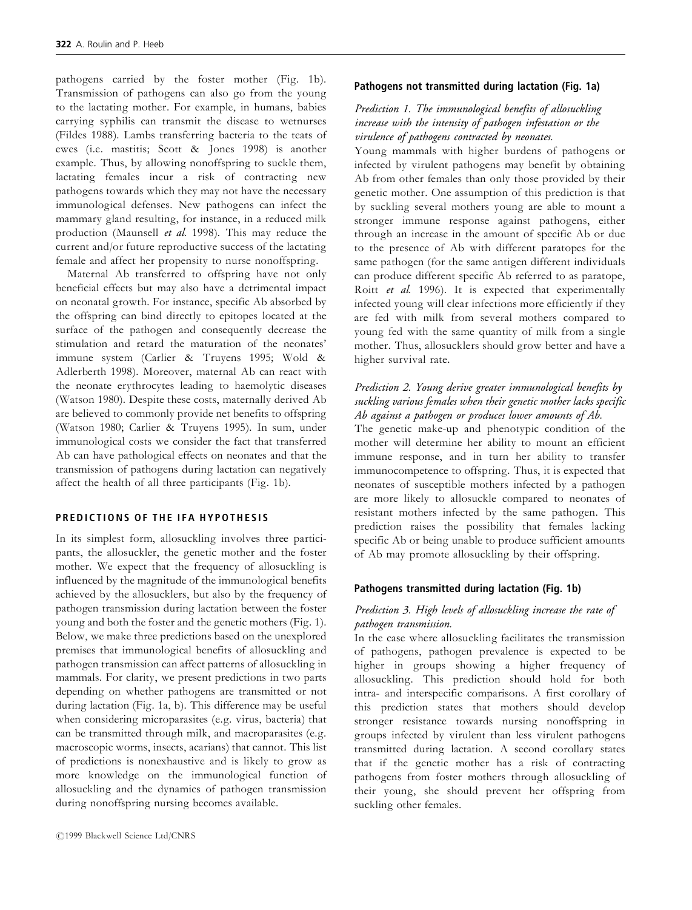pathogens carried by the foster mother (Fig. 1b). Transmission of pathogens can also go from the young to the lactating mother. For example, in humans, babies carrying syphilis can transmit the disease to wetnurses (Fildes 1988). Lambs transferring bacteria to the teats of ewes (i.e. mastitis; Scott & Jones 1998) is another example. Thus, by allowing nonoffspring to suckle them, lactating females incur a risk of contracting new pathogens towards which they may not have the necessary immunological defenses. New pathogens can infect the mammary gland resulting, for instance, in a reduced milk production (Maunsell *et al.* 1998). This may reduce the current and/or future reproductive success of the lactating female and affect her propensity to nurse nonoffspring.

Maternal Ab transferred to offspring have not only beneficial effects but may also have a detrimental impact on neonatal growth. For instance, specific Ab absorbed by the offspring can bind directly to epitopes located at the surface of the pathogen and consequently decrease the stimulation and retard the maturation of the neonates' immune system (Carlier & Truyens 1995; Wold & Adlerberth 1998). Moreover, maternal Ab can react with the neonate erythrocytes leading to haemolytic diseases (Watson 1980). Despite these costs, maternally derived Ab are believed to commonly provide net benefits to offspring (Watson 1980; Carlier & Truyens 1995). In sum, under immunological costs we consider the fact that transferred Ab can have pathological effects on neonates and that the transmission of pathogens during lactation can negatively affect the health of all three participants (Fig. 1b).

## PREDICTIONS OF THE IFA HYPOTHESIS

In its simplest form, allosuckling involves three participants, the allosuckler, the genetic mother and the foster mother. We expect that the frequency of allosuckling is influenced by the magnitude of the immunological benefits achieved by the allosucklers, but also by the frequency of pathogen transmission during lactation between the foster young and both the foster and the genetic mothers (Fig. 1). Below, we make three predictions based on the unexplored premises that immunological benefits of allosuckling and pathogen transmission can affect patterns of allosuckling in mammals. For clarity, we present predictions in two parts depending on whether pathogens are transmitted or not during lactation (Fig. 1a, b). This difference may be useful when considering microparasites (e.g. virus, bacteria) that can be transmitted through milk, and macroparasites (e.g. macroscopic worms, insects, acarians) that cannot. This list of predictions is nonexhaustive and is likely to grow as more knowledge on the immunological function of allosuckling and the dynamics of pathogen transmission during nonoffspring nursing becomes available.

### Pathogens not transmitted during lactation (Fig. 1a)

*Prediction 1. The immunological benefits of allosuckling increase with the intensity of pathogen infestation or the virulence of pathogens contracted by neonates.*

Young mammals with higher burdens of pathogens or infected by virulent pathogens may benefit by obtaining Ab from other females than only those provided by their genetic mother. One assumption of this prediction is that by suckling several mothers young are able to mount a stronger immune response against pathogens, either through an increase in the amount of specific Ab or due to the presence of Ab with different paratopes for the same pathogen (for the same antigen different individuals can produce different specific Ab referred to as paratope, Roitt *et al.* 1996). It is expected that experimentally infected young will clear infections more efficiently if they are fed with milk from several mothers compared to young fed with the same quantity of milk from a single mother. Thus, allosucklers should grow better and have a higher survival rate.

*Prediction 2. Young derive greater immunological benefits by suckling various females when their genetic mother lacks specific Ab against a pathogen or produces lower amounts of Ab.*

The genetic make-up and phenotypic condition of the mother will determine her ability to mount an efficient immune response, and in turn her ability to transfer immunocompetence to offspring. Thus, it is expected that neonates of susceptible mothers infected by a pathogen are more likely to allosuckle compared to neonates of resistant mothers infected by the same pathogen. This prediction raises the possibility that females lacking specific Ab or being unable to produce sufficient amounts of Ab may promote allosuckling by their offspring.

### Pathogens transmitted during lactation (Fig. 1b)

*Prediction 3. High levels of allosuckling increase the rate of pathogen transmission.*

In the case where allosuckling facilitates the transmission of pathogens, pathogen prevalence is expected to be higher in groups showing a higher frequency of allosuckling. This prediction should hold for both intra- and interspecific comparisons. A first corollary of this prediction states that mothers should develop stronger resistance towards nursing nonoffspring in groups infected by virulent than less virulent pathogens transmitted during lactation. A second corollary states that if the genetic mother has a risk of contracting pathogens from foster mothers through allosuckling of their young, she should prevent her offspring from suckling other females.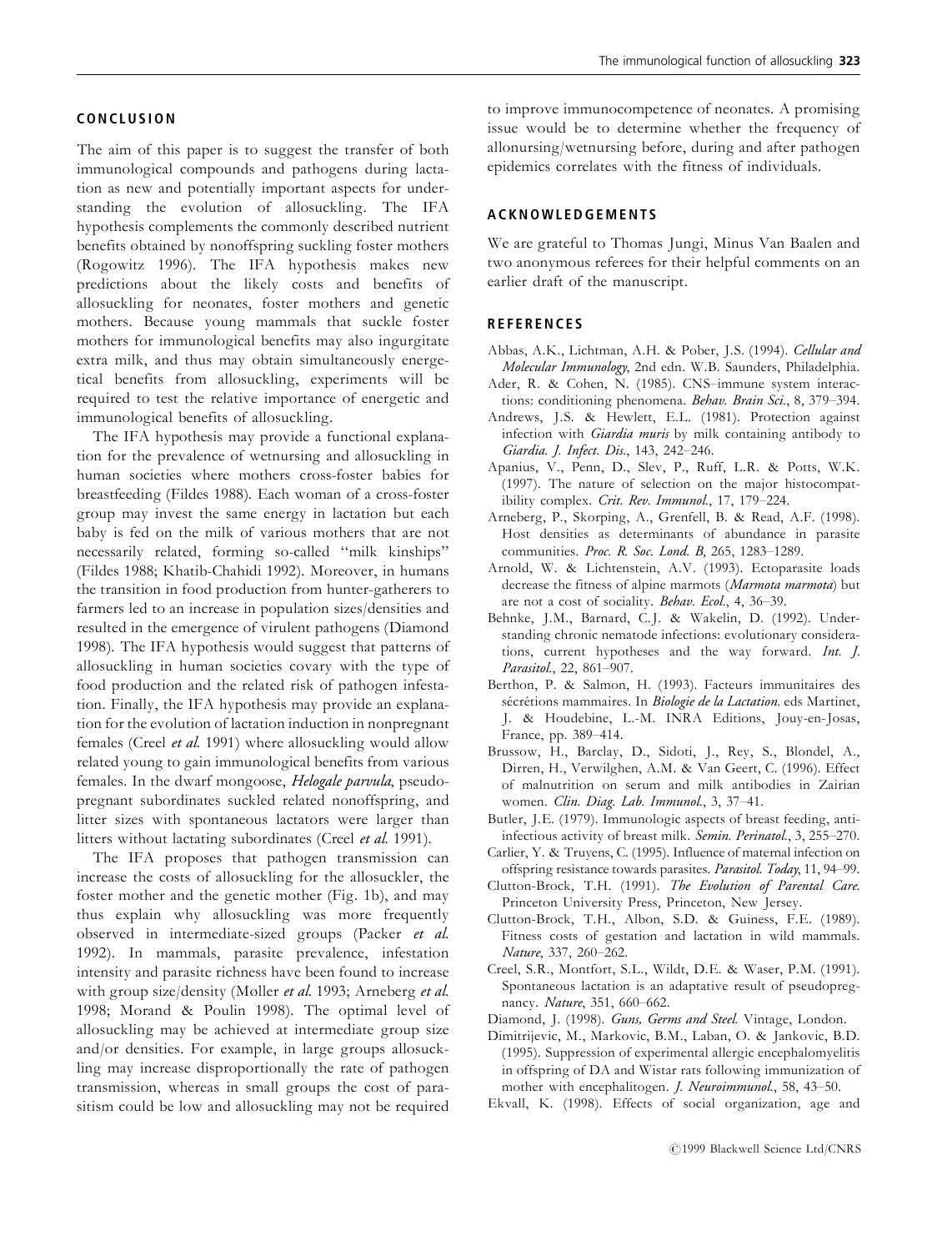## CONCLUSION

The aim of this paper is to suggest the transfer of both immunological compounds and pathogens during lactation as new and potentially important aspects for understanding the evolution of allosuckling. The IFA hypothesis complements the commonly described nutrient benefits obtained by nonoffspring suckling foster mothers (Rogowitz 1996). The IFA hypothesis makes new predictions about the likely costs and benefits of allosuckling for neonates, foster mothers and genetic mothers. Because young mammals that suckle foster mothers for immunological benefits may also ingurgitate extra milk, and thus may obtain simultaneously energetical benefits from allosuckling, experiments will be required to test the relative importance of energetic and immunological benefits of allosuckling.

The IFA hypothesis may provide a functional explanation for the prevalence of wetnursing and allosuckling in human societies where mothers cross-foster babies for breastfeeding (Fildes 1988). Each woman of a cross-foster group may invest the same energy in lactation but each baby is fed on the milk of various mothers that are not necessarily related, forming so-called "milk kinships" (Fildes 1988; Khatib-Chahidi 1992). Moreover, in humans the transition in food production from hunter-gatherers to farmers led to an increase in population sizes/densities and resulted in the emergence of virulent pathogens (Diamond 1998). The IFA hypothesis would suggest that patterns of allosuckling in human societies covary with the type of food production and the related risk of pathogen infestation. Finally, the IFA hypothesis may provide an explanation for the evolution of lactation induction in nonpregnant females (Creel *et al.* 1991) where allosuckling would allow related young to gain immunological benefits from various females. In the dwarf mongoose, *Helogale parvula*, pseudopregnant subordinates suckled related nonoffspring, and litter sizes with spontaneous lactators were larger than litters without lactating subordinates (Creel *et al.* 1991).

The IFA proposes that pathogen transmission can increase the costs of allosuckling for the allosuckler, the foster mother and the genetic mother (Fig. 1b), and may thus explain why allosuckling was more frequently observed in intermediate-sized groups (Packer *et al.* 1992). In mammals, parasite prevalence, infestation intensity and parasite richness have been found to increase with group size/density (Møller *et al.* 1993; Arneberg *et al.* 1998; Morand & Poulin 1998). The optimal level of allosuckling may be achieved at intermediate group size and/or densities. For example, in large groups allosuckling may increase disproportionally the rate of pathogen transmission, whereas in small groups the cost of parasitism could be low and allosuckling may not be required to improve immunocompetence of neonates. A promising issue would be to determine whether the frequency of allonursing/wetnursing before, during and after pathogen epidemics correlates with the fitness of individuals.

## ACKNOWLEDGEMENTS

We are grateful to Thomas Jungi, Minus Van Baalen and two anonymous referees for their helpful comments on an earlier draft of the manuscript.

## REFERENCES

Abbas, A.K., Lichtman, A.H. & Pober, J.S. (1994). *Cellular and Molecular Immunology*, 2nd edn. W.B. Saunders, Philadelphia.

Ader, R. & Cohen, N. (1985). CNS–immune system interactions: conditioning phenomena. *Behav. Brain Sci.*, 8, 379–394.

Andrews, J.S. & Hewlett, E.L. (1981). Protection against infection with *Giardia muris* by milk containing antibody to *Giardia*. *J. Infect. Dis.*, 143, 242–246.

Apanius, V., Penn, D., Slev, P., Ruff, L.R. & Potts, W.K. (1997). The nature of selection on the major histocompatibility complex. *Crit. Rev. Immunol.*, 17, 179–224.

Arneberg, P., Skorping, A., Grenfell, B. & Read, A.F. (1998). Host densities as determinants of abundance in parasite communities. *Proc. R. Soc. Lond. B*, 265, 1283–1289.

Arnold, W. & Lichtenstein, A.V. (1993). Ectoparasite loads decrease the fitness of alpine marmots (*Marmota marmota*) but are not a cost of sociality. *Behav. Ecol.*, 4, 36–39.

Behnke, J.M., Barnard, C.J. & Wakelin, D. (1992). Understanding chronic nematode infections: evolutionary considerations, current hypotheses and the way forward. *Int. J. Parasitol.*, 22, 861–907.

Berthon, P. & Salmon, H. (1993). Facteurs immunitaires des sécrétions mammaires. In *Biologie de la Lactation*. eds Martinet, J. & Houdebine, L.-M. INRA Editions, Jouy-en-Josas, France, pp. 389–414.

Brussow, H., Barclay, D., Sidoti, J., Rey, S., Blondel, A., Dirren, H., Verwilghen, A.M. & Van Geert, C. (1996). Effect of malnutrition on serum and milk antibodies in Zairian women. *Clin. Diag. Lab. Immunol.*, 3, 37–41.

Butler, J.E. (1979). Immunologic aspects of breast feeding, anti-infectious activity of breast milk. *Semin. Perinatol.*, 3, 255–270.

Carlier, Y. & Truyens, C. (1995). Influence of maternal infection on offspring resistance towards parasites. *Parasitol. Today*, 11, 94–99.

Clutton-Brock, T.H. (1991). *The Evolution of Parental Care.* Princeton University Press, Princeton, New Jersey.

Clutton-Brock, T.H., Albon, S.D. & Guiness, F.E. (1989). Fitness costs of gestation and lactation in wild mammals. *Nature*, 337, 260–262.

Creel, S.R., Montfort, S.L., Wildt, D.E. & Waser, P.M. (1991). Spontaneous lactation is an adaptative result of pseudopregnancy. *Nature*, 351, 660–662.

Diamond, J. (1998). *Guns, Germs and Steel.* Vintage, London.

Dimitrijevic, M., Markovic, B.M., Laban, O. & Jankovic, B.D. (1995). Suppression of experimental allergic encephalomyelitis in offspring of DA and Wistar rats following immunization of mother with encephalitogen. *J. Neuroimmunol.*, 58, 43–50.

Ekvall, K. (1998). Effects of social organization, age and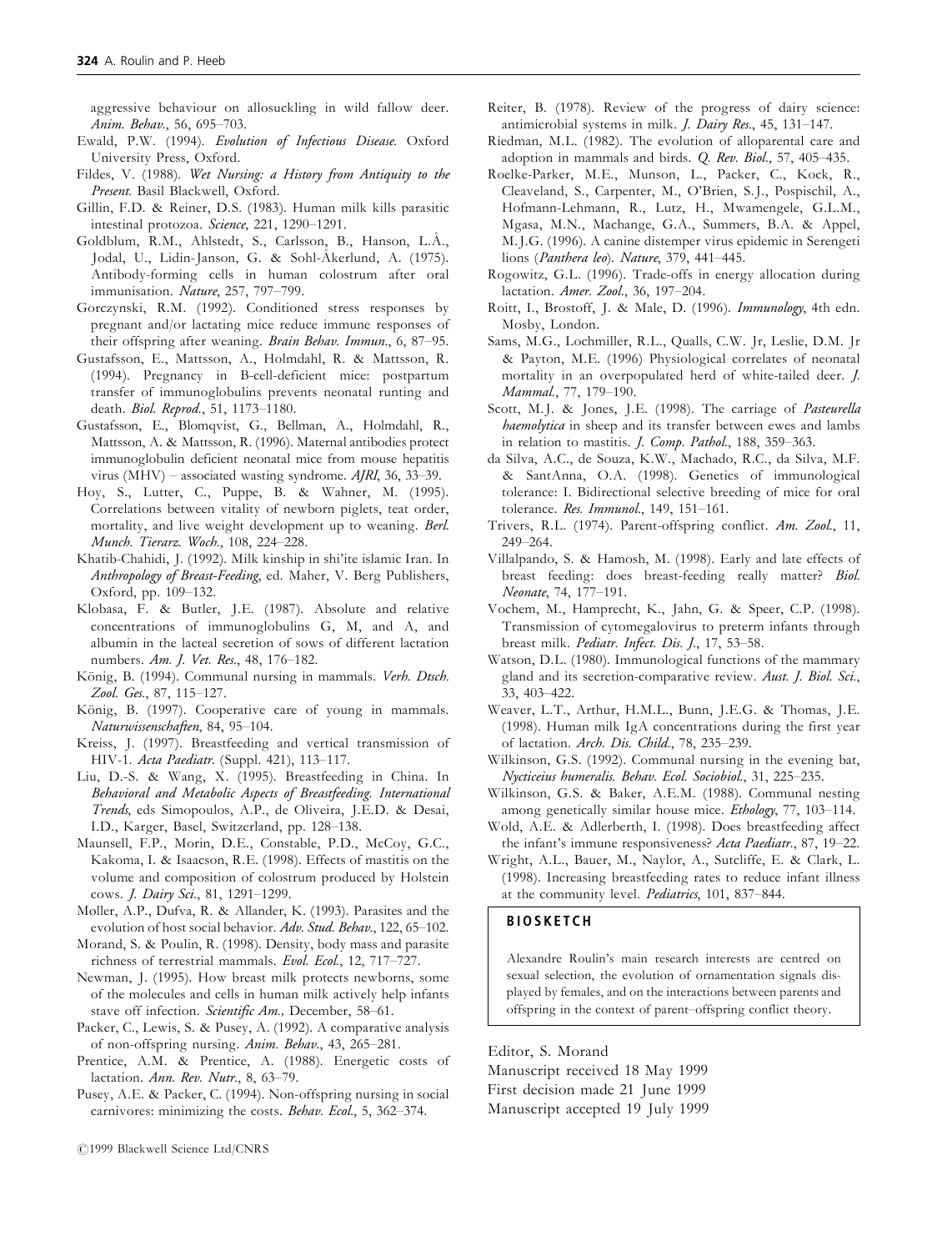aggressive behaviour on allosuckling in wild fallow deer. *Anim. Behav.*, 56, 695–703.

Ewald, P.W. (1994). *Evolution of Infectious Disease.* Oxford University Press, Oxford.

Fildes, V. (1988). *Wet Nursing: a History from Antiquity to the Present.* Basil Blackwell, Oxford.

Gillin, F.D. & Reiner, D.S. (1983). Human milk kills parasitic intestinal protozoa. *Science*, 221, 1290–1291.

Goldblum, R.M., Ahlstedt, S., Carlsson, B., Hanson, L.Å., Jodal, U., Lidin-Janson, G. & Sohl-Åkerlund, A. (1975). Antibody-forming cells in human colostrum after oral immunisation. *Nature*, 257, 797–799.

Gorczynski, R.M. (1992). Conditioned stress responses by pregnant and/or lactating mice reduce immune responses of their offspring after weaning. *Brain Behav. Immun.*, 6, 87–95.

Gustafsson, E., Mattsson, A., Holmdahl, R. & Mattsson, R. (1994). Pregnancy in B-cell-deficient mice: postpartum transfer of immunoglobulins prevents neonatal runting and death. *Biol. Reprod.*, 51, 1173–1180.

Gustafsson, E., Blomqvist, G., Bellman, A., Holmdahl, R., Mattsson, A. & Mattsson, R. (1996). Maternal antibodies protect immunoglobulin deficient neonatal mice from mouse hepatitis virus (MHV) – associated wasting syndrome. *AJRI*, 36, 33–39.

Hoy, S., Lutter, C., Puppe, B. & Wahner, M. (1995). Correlations between vitality of newborn piglets, teat order, mortality, and live weight development up to weaning. *Berl. Munch. Tierarz. Woch.*, 108, 224–228.

Khatib-Chahidi, J. (1992). Milk kinship in shi'ite islamic Iran. In *Anthropology of Breast-Feeding*, ed. Maher, V. Berg Publishers, Oxford, pp. 109–132.

Klobasa, F. & Butler, J.E. (1987). Absolute and relative concentrations of immunoglobulins G, M, and A, and albumin in the lacteal secretion of sows of different lactation numbers. *Am. J. Vet. Res.*, 48, 176–182.

König, B. (1994). Communal nursing in mammals. *Verh. Dtsch. Zool. Ges.*, 87, 115–127.

König, B. (1997). Cooperative care of young in mammals. *Naturwissenschaften*, 84, 95–104.

Kreiss, J. (1997). Breastfeeding and vertical transmission of HIV-1. *Acta Paediatr.* (Suppl. 421), 113–117.

Liu, D.-S. & Wang, X. (1995). Breastfeeding in China. In *Behavioral and Metabolic Aspects of Breastfeeding. International Trends*, eds Simopoulos, A.P., de Oliveira, J.E.D. & Desai, I.D., Karger, Basel, Switzerland, pp. 128–138.

Maunsell, F.P., Morin, D.E., Constable, P.D., McCoy, G.C., Kakoma, I. & Isaacson, R.E. (1998). Effects of mastitis on the volume and composition of colostrum produced by Holstein cows. *J. Dairy Sci.*, 81, 1291–1299.

Møller, A.P., Dufva, R. & Allander, K. (1993). Parasites and the evolution of host social behavior. *Adv. Stud. Behav.*, 122, 65–102.

Morand, S. & Poulin, R. (1998). Density, body mass and parasite richness of terrestrial mammals. *Evol. Ecol.*, 12, 717–727.

Newman, J. (1995). How breast milk protects newborns, some of the molecules and cells in human milk actively help infants stave off infection. *Scientific Am.,* December, 58–61.

Packer, C., Lewis, S. & Pusey, A. (1992). A comparative analysis of non-offspring nursing. *Anim. Behav.*, 43, 265–281.

Prentice, A.M. & Prentice, A. (1988). Energetic costs of lactation. *Ann. Rev. Nutr.*, 8, 63–79.

Pusey, A.E. & Packer, C. (1994). Non-offspring nursing in social carnivores: minimizing the costs. *Behav. Ecol.*, 5, 362–374.

Reiter, B. (1978). Review of the progress of dairy science: antimicrobial systems in milk. *J. Dairy Res.*, 45, 131–147.

Riedman, M.L. (1982). The evolution of alloparental care and adoption in mammals and birds. *Q. Rev. Biol.*, 57, 405–435.

Roelke-Parker, M.E., Munson, L., Packer, C., Kock, R., Cleaveland, S., Carpenter, M., O'Brien, S.J., Pospischil, A., Hofmann-Lehmann, R., Lutz, H., Mwamengele, G.L.M., Mgasa, M.N., Machange, G.A., Summers, B.A. & Appel, M.J.G. (1996). A canine distemper virus epidemic in Serengeti lions (*Panthera leo*). *Nature*, 379, 441–445.

Rogowitz, G.L. (1996). Trade-offs in energy allocation during lactation. *Amer. Zool.*, 36, 197–204.

Roitt, I., Brostoff, J. & Male, D. (1996). *Immunology*, 4th edn. Mosby, London.

Sams, M.G., Lochmiller, R.L., Qualls, C.W. Jr, Leslie, D.M. Jr & Payton, M.E. (1996) Physiological correlates of neonatal mortality in an overpopulated herd of white-tailed deer. *J. Mammal.*, 77, 179–190.

Scott, M.J. & Jones, J.E. (1998). The carriage of *Pasteurella haemolytica* in sheep and its transfer between ewes and lambs in relation to mastitis. *J. Comp. Pathol.*, 188, 359–363.

da Silva, A.C., de Souza, K.W., Machado, R.C., da Silva, M.F. & SantAnna, O.A. (1998). Genetics of immunological tolerance: I. Bidirectional selective breeding of mice for oral tolerance. *Res. Immunol.*, 149, 151–161.

Trivers, R.L. (1974). Parent-offspring conflict. *Am. Zool.*, 11, 249–264.

Villalpando, S. & Hamosh, M. (1998). Early and late effects of breast feeding: does breast-feeding really matter? *Biol. Neonate*, 74, 177–191.

Vochem, M., Hamprecht, K., Jahn, G. & Speer, C.P. (1998). Transmission of cytomegalovirus to preterm infants through breast milk. *Pediatr. Infect. Dis. J.*, 17, 53–58.

Watson, D.L. (1980). Immunological functions of the mammary gland and its secretion-comparative review. *Aust. J. Biol. Sci.*, 33, 403–422.

Weaver, L.T., Arthur, H.M.L., Bunn, J.E.G. & Thomas, J.E. (1998). Human milk IgA concentrations during the first year of lactation. *Arch. Dis. Child.*, 78, 235–239.

Wilkinson, G.S. (1992). Communal nursing in the evening bat, *Nycticeius humeralis. Behav. Ecol. Sociobiol.*, 31, 225–235.

Wilkinson, G.S. & Baker, A.E.M. (1988). Communal nesting among genetically similar house mice. *Ethology*, 77, 103–114.

Wold, A.E. & Adlerberth, I. (1998). Does breastfeeding affect the infant's immune responsiveness? *Acta Paediatr.*, 87, 19–22.

Wright, A.L., Bauer, M., Naylor, A., Sutcliffe, E. & Clark, L. (1998). Increasing breastfeeding rates to reduce infant illness at the community level. *Pediatrics*, 101, 837–844.

## BIOSKETCH

Alexandre Roulin's main research interests are centred on sexual selection, the evolution of ornamentation signals displayed by females, and on the interactions between parents and offspring in the context of parent–offspring conflict theory.

Editor, S. Morand
Manuscript received 18 May 1999
First decision made 21 June 1999
Manuscript accepted 19 July 1999